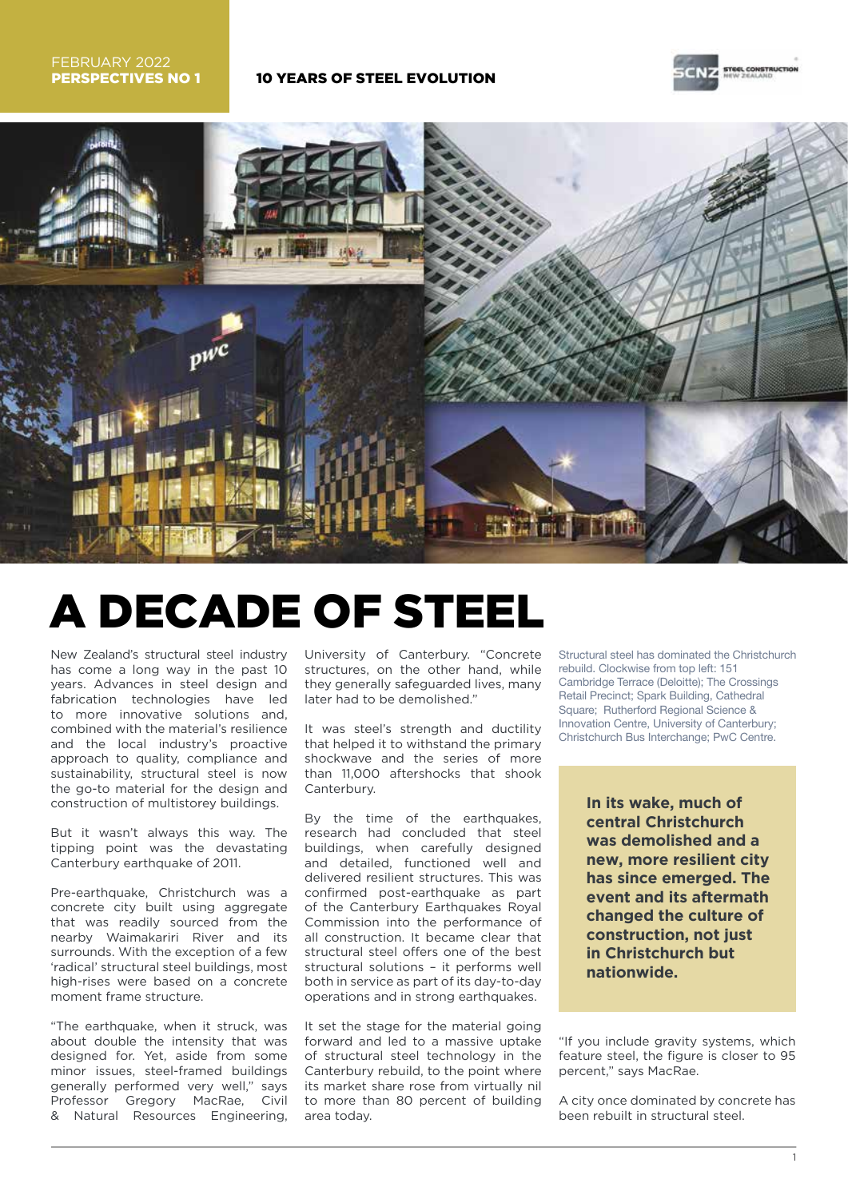FEBRUARY 2022
**PERSPECTIVES NO 1**

**10 YEARS OF STEEL EVOLUTION**

# A DECADE OF STEEL

New Zealand's structural steel industry has come a long way in the past 10 years. Advances in steel design and fabrication technologies have led to more innovative solutions and, combined with the material's resilience and the local industry's proactive approach to quality, compliance and sustainability, structural steel is now the go-to material for the design and construction of multistorey buildings.

But it wasn't always this way. The tipping point was the devastating Canterbury earthquake of 2011.

Pre-earthquake, Christchurch was a concrete city built using aggregate that was readily sourced from the nearby Waimakariri River and its surrounds. With the exception of a few 'radical' structural steel buildings, most high-rises were based on a concrete moment frame structure.

"The earthquake, when it struck, was about double the intensity that was designed for. Yet, aside from some minor issues, steel-framed buildings generally performed very well," says Professor Gregory MacRae, Civil & Natural Resources Engineering, University of Canterbury. "Concrete structures, on the other hand, while they generally safeguarded lives, many later had to be demolished."

It was steel's strength and ductility that helped it to withstand the primary shockwave and the series of more than 11,000 aftershocks that shook Canterbury.

By the time of the earthquakes, research had concluded that steel buildings, when carefully designed and detailed, functioned well and delivered resilient structures. This was confirmed post-earthquake as part of the Canterbury Earthquakes Royal Commission into the performance of all construction. It became clear that structural steel offers one of the best structural solutions – it performs well both in service as part of its day-to-day operations and in strong earthquakes.

It set the stage for the material going forward and led to a massive uptake of structural steel technology in the Canterbury rebuild, to the point where its market share rose from virtually nil to more than 80 percent of building area today.

Structural steel has dominated the Christchurch rebuild. Clockwise from top left: 151 Cambridge Terrace (Deloitte); The Crossings Retail Precinct; Spark Building, Cathedral Square; Rutherford Regional Science & Innovation Centre, University of Canterbury; Christchurch Bus Interchange; PwC Centre.

**In its wake, much of central Christchurch was demolished and a new, more resilient city has since emerged. The event and its aftermath changed the culture of construction, not just in Christchurch but nationwide.**

"If you include gravity systems, which feature steel, the figure is closer to 95 percent," says MacRae.

A city once dominated by concrete has been rebuilt in structural steel.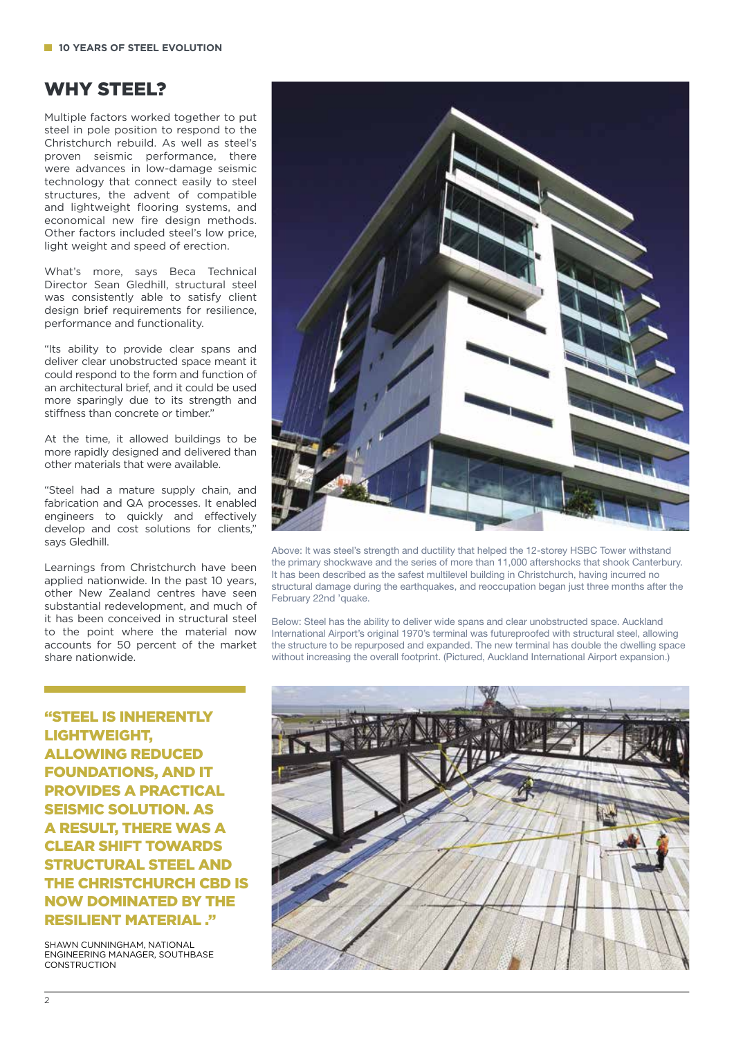# WHY STEEL?

Multiple factors worked together to put steel in pole position to respond to the Christchurch rebuild. As well as steel's proven seismic performance, there were advances in low-damage seismic technology that connect easily to steel structures, the advent of compatible and lightweight flooring systems, and economical new fire design methods. Other factors included steel's low price, light weight and speed of erection.

What's more, says Beca Technical Director Sean Gledhill, structural steel was consistently able to satisfy client design brief requirements for resilience, performance and functionality.

"Its ability to provide clear spans and deliver clear unobstructed space meant it could respond to the form and function of an architectural brief, and it could be used more sparingly due to its strength and stiffness than concrete or timber."

At the time, it allowed buildings to be more rapidly designed and delivered than other materials that were available.

"Steel had a mature supply chain, and fabrication and QA processes. It enabled engineers to quickly and effectively develop and cost solutions for clients," says Gledhill.

Learnings from Christchurch have been applied nationwide. In the past 10 years, other New Zealand centres have seen substantial redevelopment, and much of it has been conceived in structural steel to the point where the material now accounts for 50 percent of the market share nationwide.

Above: It was steel's strength and ductility that helped the 12-storey HSBC Tower withstand the primary shockwave and the series of more than 11,000 aftershocks that shook Canterbury. It has been described as the safest multilevel building in Christchurch, having incurred no structural damage during the earthquakes, and reoccupation began just three months after the February 22nd 'quake.

Below: Steel has the ability to deliver wide spans and clear unobstructed space. Auckland International Airport's original 1970's terminal was futureproofed with structural steel, allowing the structure to be repurposed and expanded. The new terminal has double the dwelling space without increasing the overall footprint. (Pictured, Auckland International Airport expansion.)

**"STEEL IS INHERENTLY LIGHTWEIGHT, ALLOWING REDUCED FOUNDATIONS, AND IT PROVIDES A PRACTICAL SEISMIC SOLUTION. AS A RESULT, THERE WAS A CLEAR SHIFT TOWARDS STRUCTURAL STEEL AND THE CHRISTCHURCH CBD IS NOW DOMINATED BY THE RESILIENT MATERIAL ."**

SHAWN CUNNINGHAM, NATIONAL ENGINEERING MANAGER, SOUTHBASE CONSTRUCTION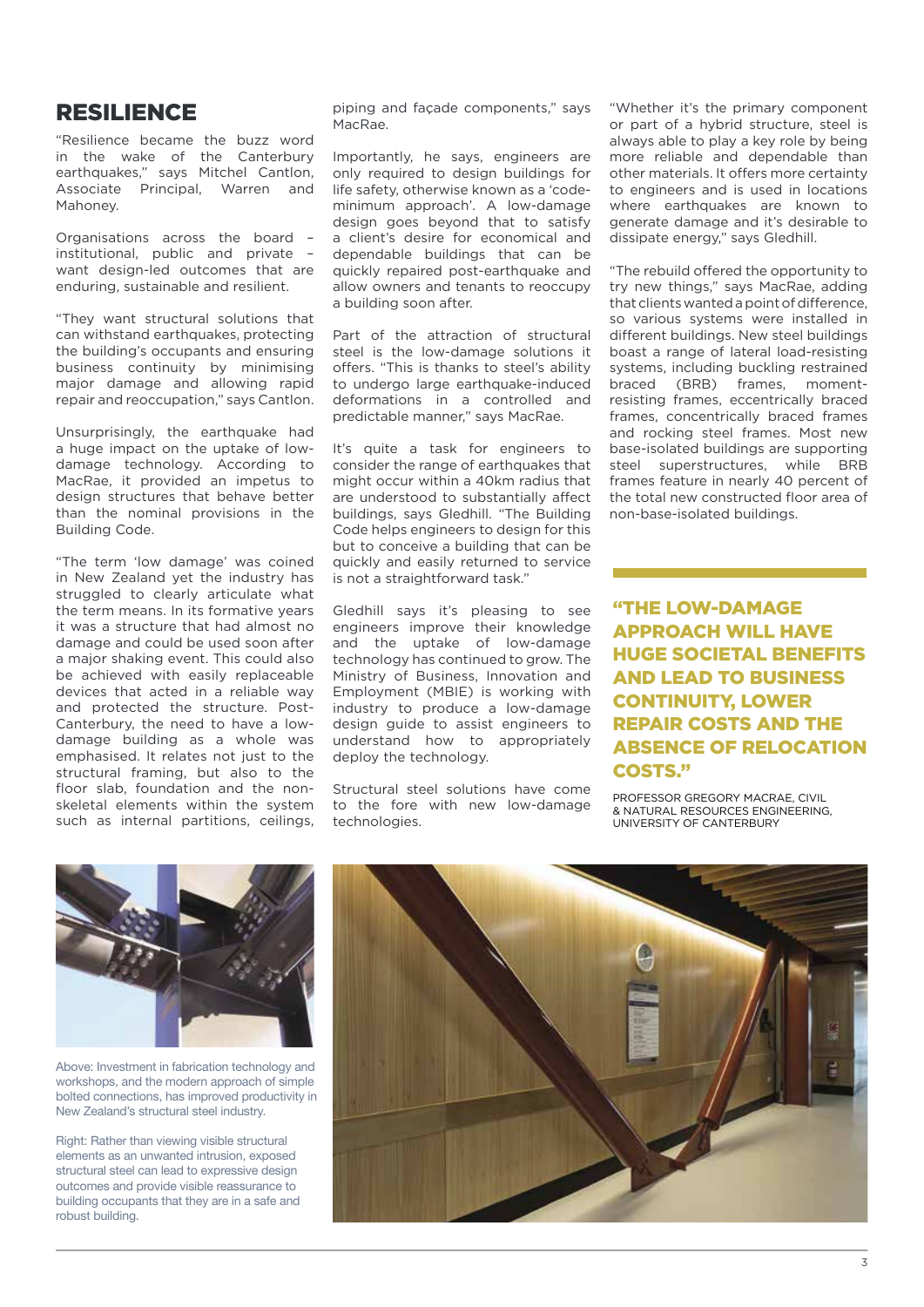## RESILIENCE

"Resilience became the buzz word in the wake of the Canterbury earthquakes," says Mitchel Cantlon, Associate Principal, Warren and Mahoney.

Organisations across the board – institutional, public and private – want design-led outcomes that are enduring, sustainable and resilient.

"They want structural solutions that can withstand earthquakes, protecting the building's occupants and ensuring business continuity by minimising major damage and allowing rapid repair and reoccupation," says Cantlon.

Unsurprisingly, the earthquake had a huge impact on the uptake of low-damage technology. According to MacRae, it provided an impetus to design structures that behave better than the nominal provisions in the Building Code.

"The term 'low damage' was coined in New Zealand yet the industry has struggled to clearly articulate what the term means. In its formative years it was a structure that had almost no damage and could be used soon after a major shaking event. This could also be achieved with easily replaceable devices that acted in a reliable way and protected the structure. Post-Canterbury, the need to have a low-damage building as a whole was emphasised. It relates not just to the structural framing, but also to the floor slab, foundation and the non-skeletal elements within the system such as internal partitions, ceilings, piping and façade components," says MacRae.

Importantly, he says, engineers are only required to design buildings for life safety, otherwise known as a 'code-minimum approach'. A low-damage design goes beyond that to satisfy a client's desire for economical and dependable buildings that can be quickly repaired post-earthquake and allow owners and tenants to reoccupy a building soon after.

Part of the attraction of structural steel is the low-damage solutions it offers. "This is thanks to steel's ability to undergo large earthquake-induced deformations in a controlled and predictable manner," says MacRae.

It's quite a task for engineers to consider the range of earthquakes that might occur within a 40km radius that are understood to substantially affect buildings, says Gledhill. "The Building Code helps engineers to design for this but to conceive a building that can be quickly and easily returned to service is not a straightforward task."

Gledhill says it's pleasing to see engineers improve their knowledge and the uptake of low-damage technology has continued to grow. The Ministry of Business, Innovation and Employment (MBIE) is working with industry to produce a low-damage design guide to assist engineers to understand how to appropriately deploy the technology.

Structural steel solutions have come to the fore with new low-damage technologies.

"Whether it's the primary component or part of a hybrid structure, steel is always able to play a key role by being more reliable and dependable than other materials. It offers more certainty to engineers and is used in locations where earthquakes are known to generate damage and it's desirable to dissipate energy," says Gledhill.

"The rebuild offered the opportunity to try new things," says MacRae, adding that clients wanted a point of difference, so various systems were installed in different buildings. New steel buildings boast a range of lateral load-resisting systems, including buckling restrained braced (BRB) frames, moment-resisting frames, eccentrically braced frames, concentrically braced frames and rocking steel frames. Most new base-isolated buildings are supporting steel superstructures, while BRB frames feature in nearly 40 percent of the total new constructed floor area of non-base-isolated buildings.

**"THE LOW-DAMAGE APPROACH WILL HAVE HUGE SOCIETAL BENEFITS AND LEAD TO BUSINESS CONTINUITY, LOWER REPAIR COSTS AND THE ABSENCE OF RELOCATION COSTS."**

PROFESSOR GREGORY MACRAE, CIVIL & NATURAL RESOURCES ENGINEERING, UNIVERSITY OF CANTERBURY

Above: Investment in fabrication technology and workshops, and the modern approach of simple bolted connections, has improved productivity in New Zealand's structural steel industry.

Right: Rather than viewing visible structural elements as an unwanted intrusion, exposed structural steel can lead to expressive design outcomes and provide visible reassurance to building occupants that they are in a safe and robust building.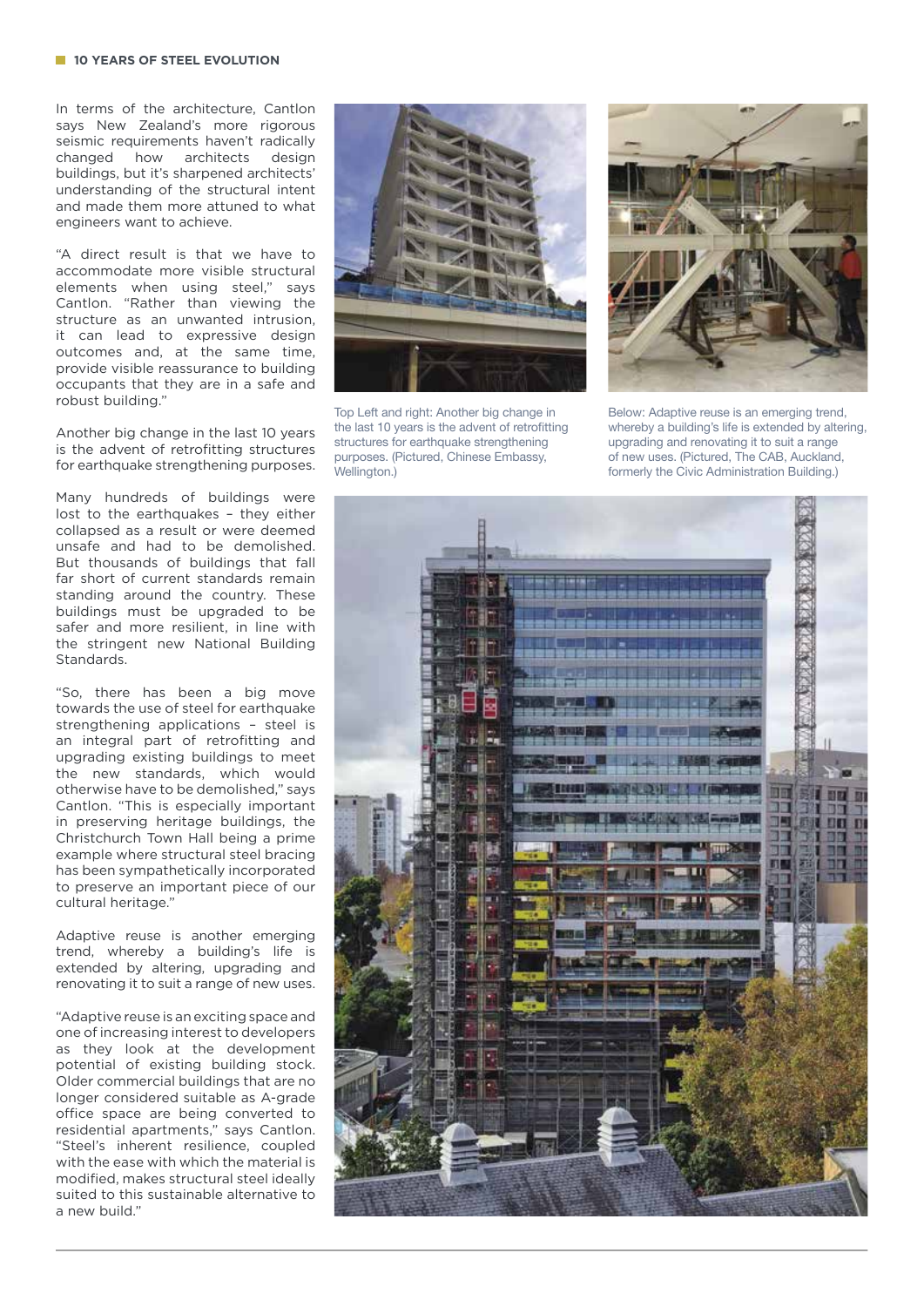In terms of the architecture, Cantlon says New Zealand's more rigorous seismic requirements haven't radically changed how architects design buildings, but it's sharpened architects' understanding of the structural intent and made them more attuned to what engineers want to achieve.

"A direct result is that we have to accommodate more visible structural elements when using steel," says Cantlon. "Rather than viewing the structure as an unwanted intrusion, it can lead to expressive design outcomes and, at the same time, provide visible reassurance to building occupants that they are in a safe and robust building."

Another big change in the last 10 years is the advent of retrofitting structures for earthquake strengthening purposes.

Many hundreds of buildings were lost to the earthquakes – they either collapsed as a result or were deemed unsafe and had to be demolished. But thousands of buildings that fall far short of current standards remain standing around the country. These buildings must be upgraded to be safer and more resilient, in line with the stringent new National Building Standards.

"So, there has been a big move towards the use of steel for earthquake strengthening applications – steel is an integral part of retrofitting and upgrading existing buildings to meet the new standards, which would otherwise have to be demolished," says Cantlon. "This is especially important in preserving heritage buildings, the Christchurch Town Hall being a prime example where structural steel bracing has been sympathetically incorporated to preserve an important piece of our cultural heritage."

Adaptive reuse is another emerging trend, whereby a building's life is extended by altering, upgrading and renovating it to suit a range of new uses.

"Adaptive reuse is an exciting space and one of increasing interest to developers as they look at the development potential of existing building stock. Older commercial buildings that are no longer considered suitable as A-grade office space are being converted to residential apartments," says Cantlon. "Steel's inherent resilience, coupled with the ease with which the material is modified, makes structural steel ideally suited to this sustainable alternative to a new build."

Top Left and right: Another big change in the last 10 years is the advent of retrofitting structures for earthquake strengthening purposes. (Pictured, Chinese Embassy, Wellington.)

Below: Adaptive reuse is an emerging trend, whereby a building's life is extended by altering, upgrading and renovating it to suit a range of new uses. (Pictured, The CAB, Auckland, formerly the Civic Administration Building.)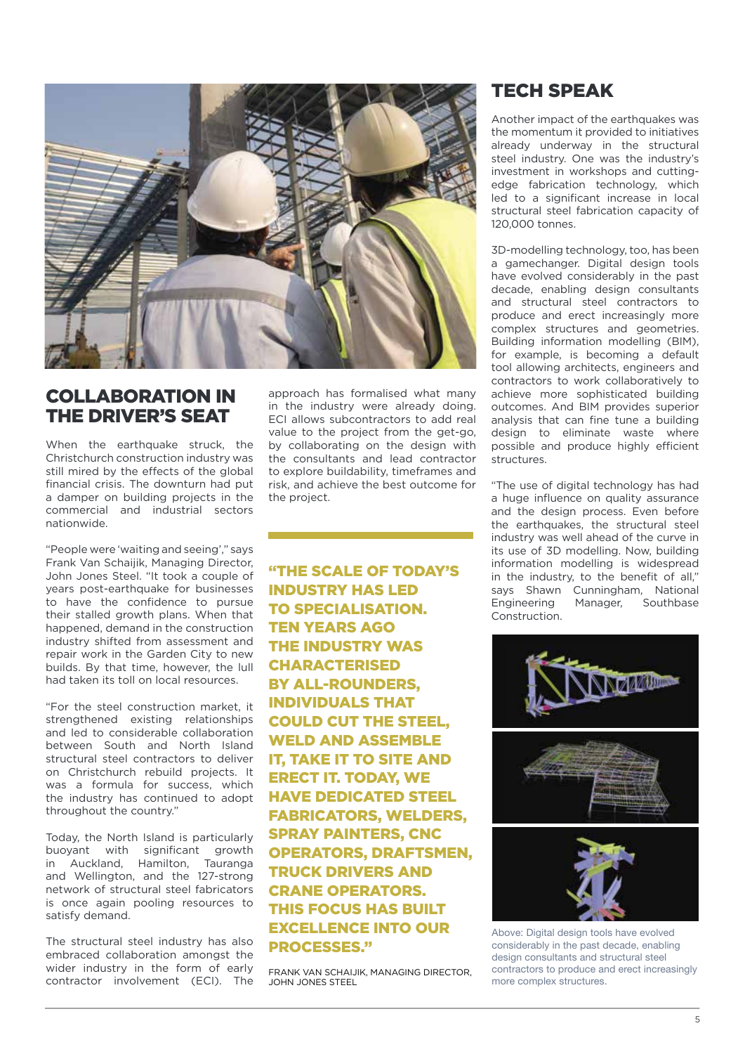## COLLABORATION IN THE DRIVER'S SEAT

When the earthquake struck, the Christchurch construction industry was still mired by the effects of the global financial crisis. The downturn had put a damper on building projects in the commercial and industrial sectors nationwide.

"People were 'waiting and seeing'," says Frank Van Schaijik, Managing Director, John Jones Steel. "It took a couple of years post-earthquake for businesses to have the confidence to pursue their stalled growth plans. When that happened, demand in the construction industry shifted from assessment and repair work in the Garden City to new builds. By that time, however, the lull had taken its toll on local resources.

"For the steel construction market, it strengthened existing relationships and led to considerable collaboration between South and North Island structural steel contractors to deliver on Christchurch rebuild projects. It was a formula for success, which the industry has continued to adopt throughout the country."

Today, the North Island is particularly buoyant with significant growth in Auckland, Hamilton, Tauranga and Wellington, and the 127-strong network of structural steel fabricators is once again pooling resources to satisfy demand.

The structural steel industry has also embraced collaboration amongst the wider industry in the form of early contractor involvement (ECI). The approach has formalised what many in the industry were already doing. ECI allows subcontractors to add real value to the project from the get-go, by collaborating on the design with the consultants and lead contractor to explore buildability, timeframes and risk, and achieve the best outcome for the project.

**"THE SCALE OF TODAY'S INDUSTRY HAS LED TO SPECIALISATION. TEN YEARS AGO THE INDUSTRY WAS CHARACTERISED BY ALL-ROUNDERS, INDIVIDUALS THAT COULD CUT THE STEEL, WELD AND ASSEMBLE IT, TAKE IT TO SITE AND ERECT IT. TODAY, WE HAVE DEDICATED STEEL FABRICATORS, WELDERS, SPRAY PAINTERS, CNC OPERATORS, DRAFTSMEN, TRUCK DRIVERS AND CRANE OPERATORS. THIS FOCUS HAS BUILT EXCELLENCE INTO OUR PROCESSES."**

FRANK VAN SCHAIJIK, MANAGING DIRECTOR, JOHN JONES STEEL

## TECH SPEAK

Another impact of the earthquakes was the momentum it provided to initiatives already underway in the structural steel industry. One was the industry's investment in workshops and cutting-edge fabrication technology, which led to a significant increase in local structural steel fabrication capacity of 120,000 tonnes.

3D-modelling technology, too, has been a gamechanger. Digital design tools have evolved considerably in the past decade, enabling design consultants and structural steel contractors to produce and erect increasingly more complex structures and geometries. Building information modelling (BIM), for example, is becoming a default tool allowing architects, engineers and contractors to work collaboratively to achieve more sophisticated building outcomes. And BIM provides superior analysis that can fine tune a building design to eliminate waste where possible and produce highly efficient structures.

"The use of digital technology has had a huge influence on quality assurance and the design process. Even before the earthquakes, the structural steel industry was well ahead of the curve in its use of 3D modelling. Now, building information modelling is widespread in the industry, to the benefit of all," says Shawn Cunningham, National Engineering Manager, Southbase Construction.

Above: Digital design tools have evolved considerably in the past decade, enabling design consultants and structural steel contractors to produce and erect increasingly more complex structures.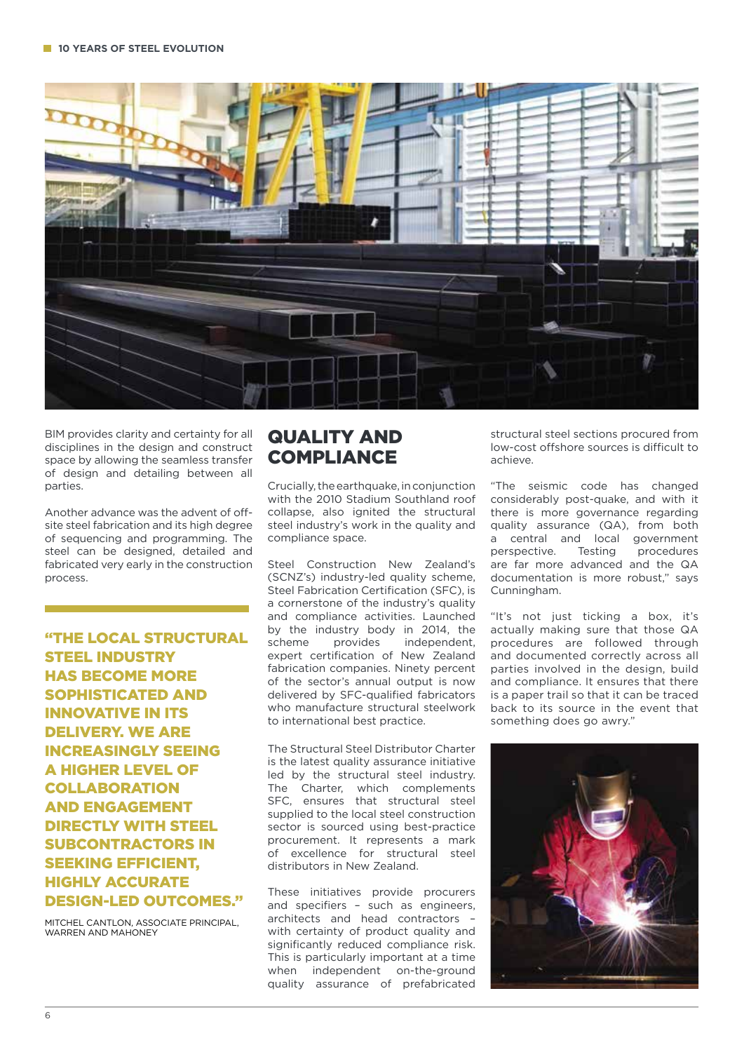BIM provides clarity and certainty for all disciplines in the design and construct space by allowing the seamless transfer of design and detailing between all parties.

Another advance was the advent of off-site steel fabrication and its high degree of sequencing and programming. The steel can be designed, detailed and fabricated very early in the construction process.

**"THE LOCAL STRUCTURAL STEEL INDUSTRY HAS BECOME MORE SOPHISTICATED AND INNOVATIVE IN ITS DELIVERY. WE ARE INCREASINGLY SEEING A HIGHER LEVEL OF COLLABORATION AND ENGAGEMENT DIRECTLY WITH STEEL SUBCONTRACTORS IN SEEKING EFFICIENT, HIGHLY ACCURATE DESIGN-LED OUTCOMES."**

MITCHEL CANTLON, ASSOCIATE PRINCIPAL, WARREN AND MAHONEY

## QUALITY AND COMPLIANCE

Crucially, the earthquake, in conjunction with the 2010 Stadium Southland roof collapse, also ignited the structural steel industry's work in the quality and compliance space.

Steel Construction New Zealand's (SCNZ's) industry-led quality scheme, Steel Fabrication Certification (SFC), is a cornerstone of the industry's quality and compliance activities. Launched by the industry body in 2014, the scheme provides independent, expert certification of New Zealand fabrication companies. Ninety percent of the sector's annual output is now delivered by SFC-qualified fabricators who manufacture structural steelwork to international best practice.

The Structural Steel Distributor Charter is the latest quality assurance initiative led by the structural steel industry. The Charter, which complements SFC, ensures that structural steel supplied to the local steel construction sector is sourced using best-practice procurement. It represents a mark of excellence for structural steel distributors in New Zealand.

These initiatives provide procurers and specifiers – such as engineers, architects and head contractors – with certainty of product quality and significantly reduced compliance risk. This is particularly important at a time when independent on-the-ground quality assurance of prefabricated structural steel sections procured from low-cost offshore sources is difficult to achieve.

"The seismic code has changed considerably post-quake, and with it there is more governance regarding quality assurance (QA), from both a central and local government perspective. Testing procedures are far more advanced and the QA documentation is more robust," says Cunningham.

"It's not just ticking a box, it's actually making sure that those QA procedures are followed through and documented correctly across all parties involved in the design, build and compliance. It ensures that there is a paper trail so that it can be traced back to its source in the event that something does go awry."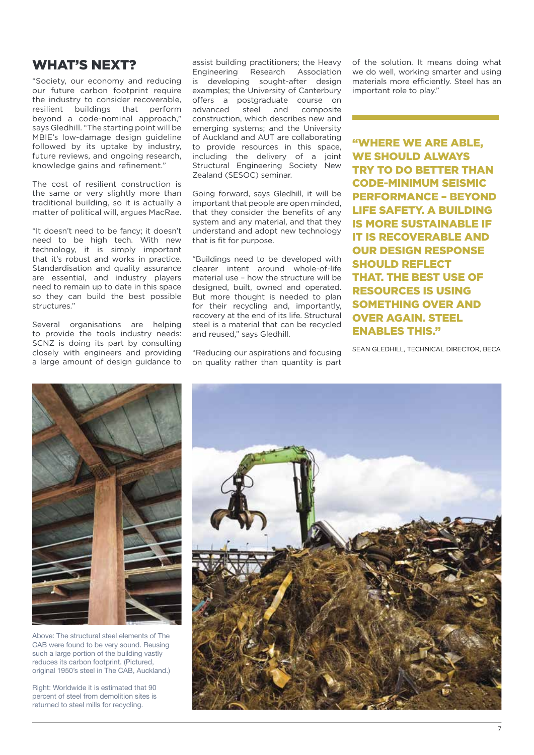## WHAT'S NEXT?

"Society, our economy and reducing our future carbon footprint require the industry to consider recoverable, resilient buildings that perform beyond a code-nominal approach," says Gledhill. "The starting point will be MBIE's low-damage design guideline followed by its uptake by industry, future reviews, and ongoing research, knowledge gains and refinement."

The cost of resilient construction is the same or very slightly more than traditional building, so it is actually a matter of political will, argues MacRae.

"It doesn't need to be fancy; it doesn't need to be high tech. With new technology, it is simply important that it's robust and works in practice. Standardisation and quality assurance are essential, and industry players need to remain up to date in this space so they can build the best possible structures."

Several organisations are helping to provide the tools industry needs: SCNZ is doing its part by consulting closely with engineers and providing a large amount of design guidance to assist building practitioners; the Heavy Engineering Research Association is developing sought-after design examples; the University of Canterbury offers a postgraduate course on advanced steel and composite construction, which describes new and emerging systems; and the University of Auckland and AUT are collaborating to provide resources in this space, including the delivery of a joint Structural Engineering Society New Zealand (SESOC) seminar.

Going forward, says Gledhill, it will be important that people are open minded, that they consider the benefits of any system and any material, and that they understand and adopt new technology that is fit for purpose.

"Buildings need to be developed with clearer intent around whole-of-life material use – how the structure will be designed, built, owned and operated. But more thought is needed to plan for their recycling and, importantly, recovery at the end of its life. Structural steel is a material that can be recycled and reused," says Gledhill.

"Reducing our aspirations and focusing on quality rather than quantity is part of the solution. It means doing what we do well, working smarter and using materials more efficiently. Steel has an important role to play."

**"WHERE WE ARE ABLE, WE SHOULD ALWAYS TRY TO DO BETTER THAN CODE-MINIMUM SEISMIC PERFORMANCE – BEYOND LIFE SAFETY. A BUILDING IS MORE SUSTAINABLE IF IT IS RECOVERABLE AND OUR DESIGN RESPONSE SHOULD REFLECT THAT. THE BEST USE OF RESOURCES IS USING SOMETHING OVER AND OVER AGAIN. STEEL ENABLES THIS."**

SEAN GLEDHILL, TECHNICAL DIRECTOR, BECA

Above: The structural steel elements of The CAB were found to be very sound. Reusing such a large portion of the building vastly reduces its carbon footprint. (Pictured, original 1950's steel in The CAB, Auckland.)

Right: Worldwide it is estimated that 90 percent of steel from demolition sites is returned to steel mills for recycling.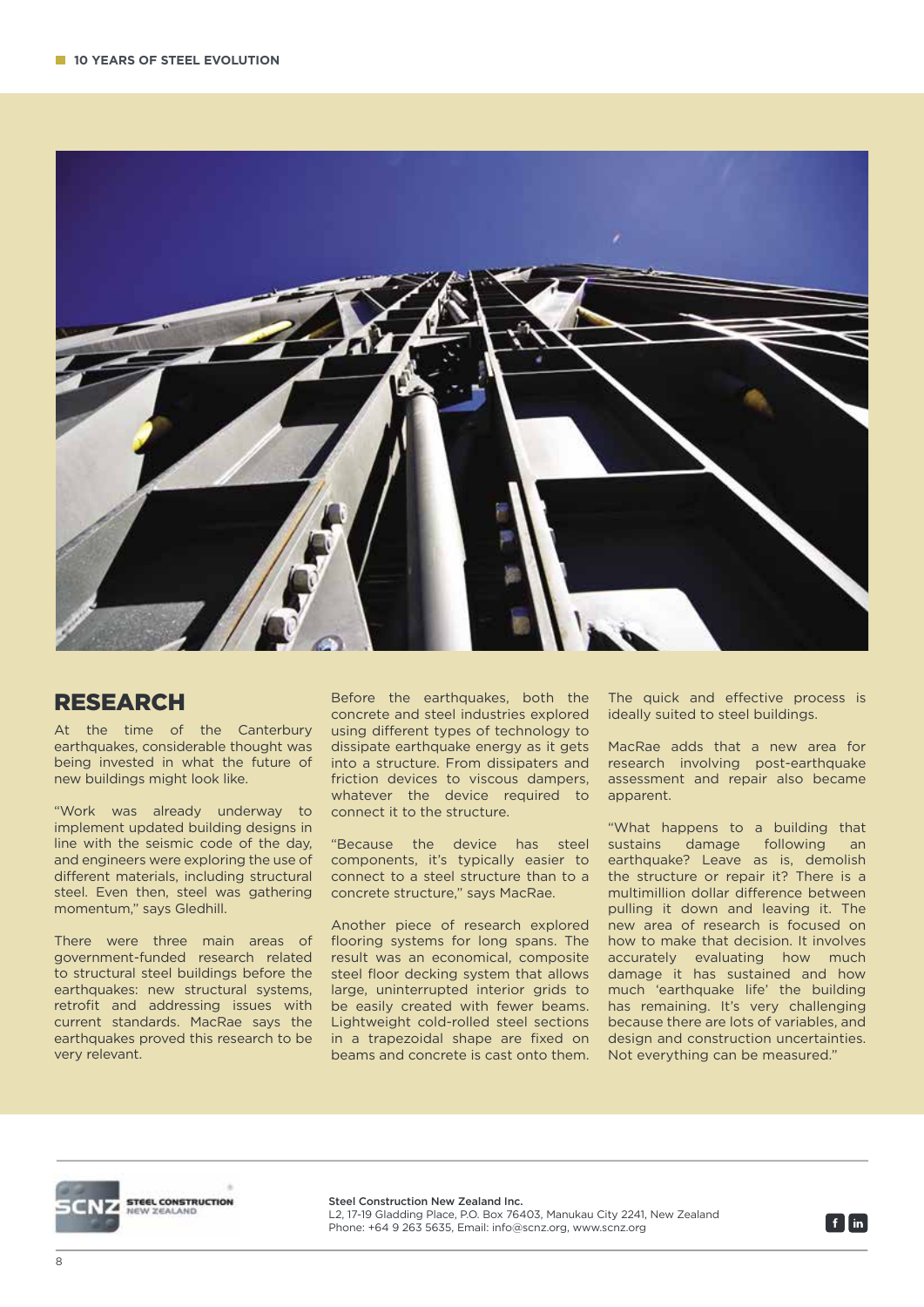## RESEARCH

At the time of the Canterbury earthquakes, considerable thought was being invested in what the future of new buildings might look like.

"Work was already underway to implement updated building designs in line with the seismic code of the day, and engineers were exploring the use of different materials, including structural steel. Even then, steel was gathering momentum," says Gledhill.

There were three main areas of government-funded research related to structural steel buildings before the earthquakes: new structural systems, retrofit and addressing issues with current standards. MacRae says the earthquakes proved this research to be very relevant.

Before the earthquakes, both the concrete and steel industries explored using different types of technology to dissipate earthquake energy as it gets into a structure. From dissipaters and friction devices to viscous dampers, whatever the device required to connect it to the structure.

"Because the device has steel components, it's typically easier to connect to a steel structure than to a concrete structure," says MacRae.

Another piece of research explored flooring systems for long spans. The result was an economical, composite steel floor decking system that allows large, uninterrupted interior grids to be easily created with fewer beams. Lightweight cold-rolled steel sections in a trapezoidal shape are fixed on beams and concrete is cast onto them. The quick and effective process is ideally suited to steel buildings.

MacRae adds that a new area for research involving post-earthquake assessment and repair also became apparent.

"What happens to a building that sustains damage following an earthquake? Leave as is, demolish the structure or repair it? There is a multimillion dollar difference between pulling it down and leaving it. The new area of research is focused on how to make that decision. It involves accurately evaluating how much damage it has sustained and how much 'earthquake life' the building has remaining. It's very challenging because there are lots of variables, and design and construction uncertainties. Not everything can be measured."

SCNZ STEEL CONSTRUCTION NEW ZEALAND

Steel Construction New Zealand Inc.
L2, 17-19 Gladding Place, P.O. Box 76403, Manukau City 2241, New Zealand
Phone: +64 9 263 5635, Email: info@scnz.org, www.scnz.org